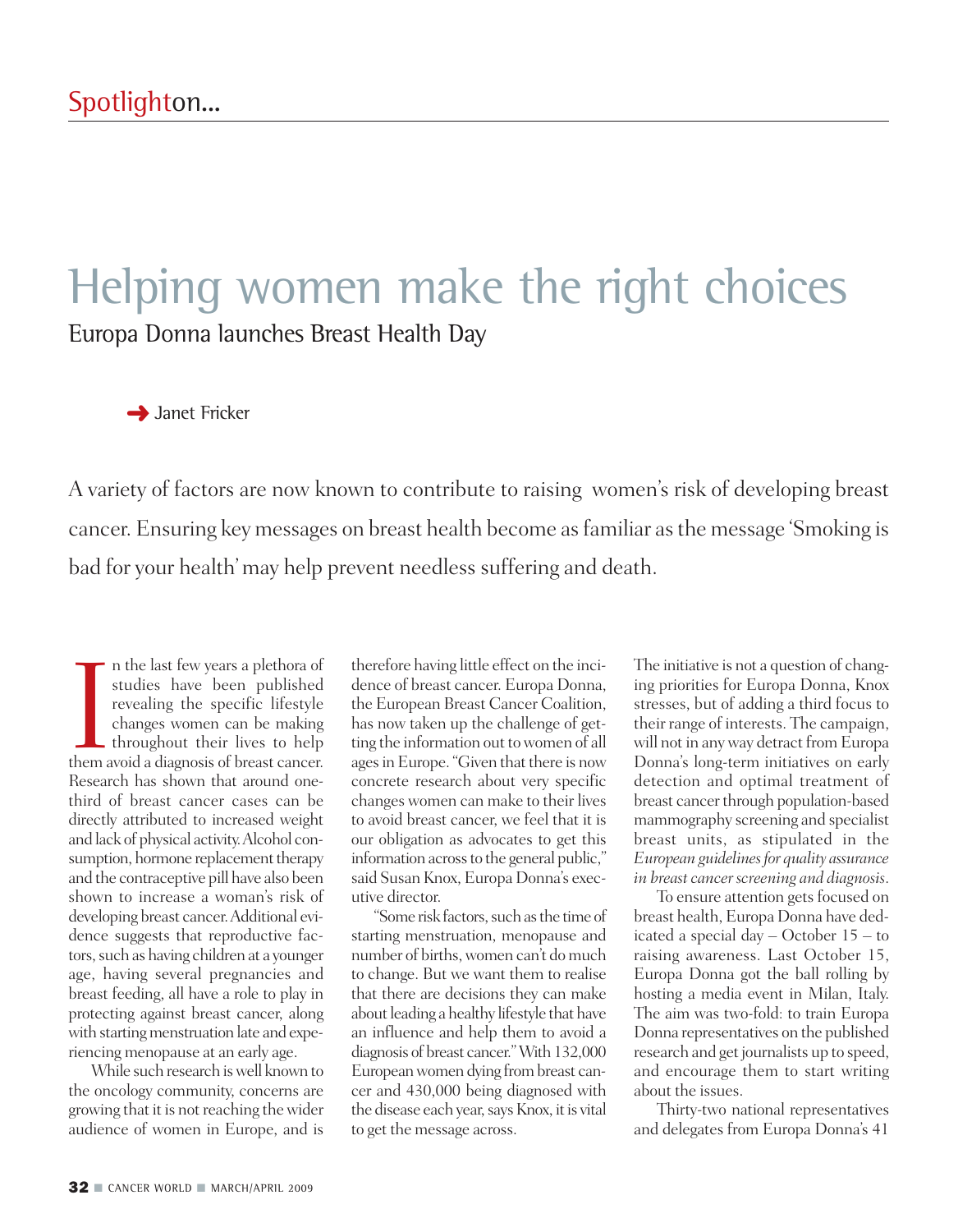Spotlight on...

# Helping women make the right choices

## Europa Donna launches Breast Health Day

➜ Janet Fricker

A variety of factors are now known to contribute to raising women's risk of developing breast cancer. Ensuring key messages on breast health become as familiar as the message 'Smoking is bad for your health' may help prevent needless suffering and death.

In the last few years a plethora of studies have been published revealing the specific lifestyle changes women can be making throughout their lives to help them avoid a diagnosis of breast cancer. Research has shown that around one-third of breast cancer cases can be directly attributed to increased weight and lack of physical activity. Alcohol consumption, hormone replacement therapy and the contraceptive pill have also been shown to increase a woman's risk of developing breast cancer. Additional evidence suggests that reproductive factors, such as having children at a younger age, having several pregnancies and breast feeding, all have a role to play in protecting against breast cancer, along with starting menstruation late and experiencing menopause at an early age.

While such research is well known to the oncology community, concerns are growing that it is not reaching the wider audience of women in Europe, and is therefore having little effect on the incidence of breast cancer. Europa Donna, the European Breast Cancer Coalition, has now taken up the challenge of getting the information out to women of all ages in Europe. "Given that there is now concrete research about very specific changes women can make to their lives to avoid breast cancer, we feel that it is our obligation as advocates to get this information across to the general public," said Susan Knox, Europa Donna's executive director.

"Some risk factors, such as the time of starting menstruation, menopause and number of births, women can't do much to change. But we want them to realise that there are decisions they can make about leading a healthy lifestyle that have an influence and help them to avoid a diagnosis of breast cancer." With 132,000 European women dying from breast cancer and 430,000 being diagnosed with the disease each year, says Knox, it is vital to get the message across.

The initiative is not a question of changing priorities for Europa Donna, Knox stresses, but of adding a third focus to their range of interests. The campaign, will not in any way detract from Europa Donna's long-term initiatives on early detection and optimal treatment of breast cancer through population-based mammography screening and specialist breast units, as stipulated in the *European guidelines for quality assurance in breast cancer screening and diagnosis*.

To ensure attention gets focused on breast health, Europa Donna have dedicated a special day – October 15 – to raising awareness. Last October 15, Europa Donna got the ball rolling by hosting a media event in Milan, Italy. The aim was two-fold: to train Europa Donna representatives on the published research and get journalists up to speed, and encourage them to start writing about the issues.

Thirty-two national representatives and delegates from Europa Donna's 41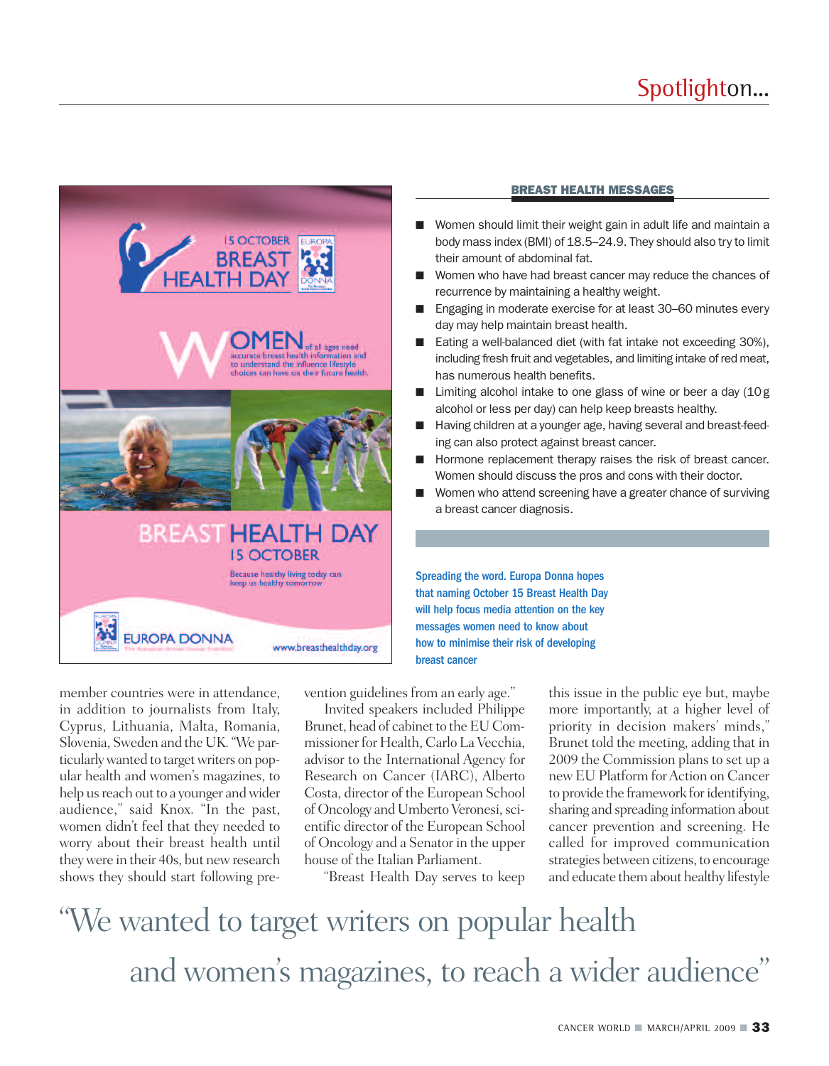## BREAST HEALTH MESSAGES

- Women should limit their weight gain in adult life and maintain a body mass index (BMI) of 18.5–24.9. They should also try to limit their amount of abdominal fat.
- Women who have had breast cancer may reduce the chances of recurrence by maintaining a healthy weight.
- Engaging in moderate exercise for at least 30–60 minutes every day may help maintain breast health.
- Eating a well-balanced diet (with fat intake not exceeding 30%), including fresh fruit and vegetables, and limiting intake of red meat, has numerous health benefits.
- Limiting alcohol intake to one glass of wine or beer a day (10 g alcohol or less per day) can help keep breasts healthy.
- Having children at a younger age, having several and breast-feeding can also protect against breast cancer.
- Hormone replacement therapy raises the risk of breast cancer. Women should discuss the pros and cons with their doctor.
- Women who attend screening have a greater chance of surviving a breast cancer diagnosis.

**Spreading the word. Europa Donna hopes that naming October 15 Breast Health Day will help focus media attention on the key messages women need to know about how to minimise their risk of developing breast cancer**

member countries were in attendance, in addition to journalists from Italy, Cyprus, Lithuania, Malta, Romania, Slovenia, Sweden and the UK. "We particularly wanted to target writers on popular health and women's magazines, to help us reach out to a younger and wider audience," said Knox. "In the past, women didn't feel that they needed to worry about their breast health until they were in their 40s, but new research shows they should start following prevention guidelines from an early age."

Invited speakers included Philippe Brunet, head of cabinet to the EU Commissioner for Health, Carlo La Vecchia, advisor to the International Agency for Research on Cancer (IARC), Alberto Costa, director of the European School of Oncology and Umberto Veronesi, scientific director of the European School of Oncology and a Senator in the upper house of the Italian Parliament.

"Breast Health Day serves to keep this issue in the public eye but, maybe more importantly, at a higher level of priority in decision makers' minds," Brunet told the meeting, adding that in 2009 the Commission plans to set up a new EU Platform for Action on Cancer to provide the framework for identifying, sharing and spreading information about cancer prevention and screening. He called for improved communication strategies between citizens, to encourage and educate them about healthy lifestyle

> "We wanted to target writers on popular health and women's magazines, to reach a wider audience"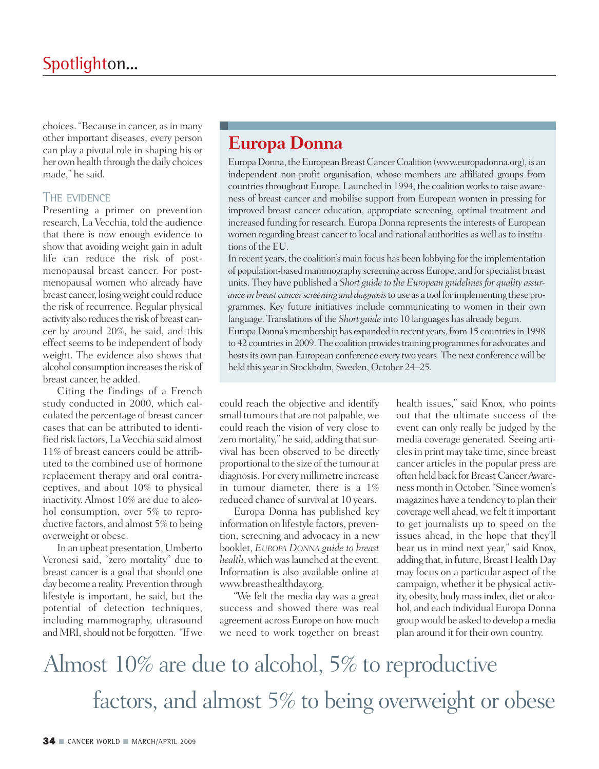choices. "Because in cancer, as in many other important diseases, every person can play a pivotal role in shaping his or her own health through the daily choices made," he said.

### THE EVIDENCE

Presenting a primer on prevention research, La Vecchia, told the audience that there is now enough evidence to show that avoiding weight gain in adult life can reduce the risk of postmenopausal breast cancer. For postmenopausal women who already have breast cancer, losing weight could reduce the risk of recurrence. Regular physical activity also reduces the risk of breast cancer by around 20%, he said, and this effect seems to be independent of body weight. The evidence also shows that alcohol consumption increases the risk of breast cancer, he added.

Citing the findings of a French study conducted in 2000, which calculated the percentage of breast cancer cases that can be attributed to identified risk factors, La Vecchia said almost 11% of breast cancers could be attributed to the combined use of hormone replacement therapy and oral contraceptives, and about 10% to physical inactivity. Almost 10% are due to alcohol consumption, over 5% to reproductive factors, and almost 5% to being overweight or obese.

In an upbeat presentation, Umberto Veronesi said, "zero mortality" due to breast cancer is a goal that should one day become a reality. Prevention through lifestyle is important, he said, but the potential of detection techniques, including mammography, ultrasound and MRI, should not be forgotten. "If we could reach the objective and identify small tumours that are not palpable, we could reach the vision of very close to zero mortality," he said, adding that survival has been observed to be directly proportional to the size of the tumour at diagnosis. For every millimetre increase in tumour diameter, there is a 1% reduced chance of survival at 10 years.

Europa Donna has published key information on lifestyle factors, prevention, screening and advocacy in a new booklet, *Europa Donna guide to breast health*, which was launched at the event. Information is also available online at www.breasthealthday.org.

"We felt the media day was a great success and showed there was real agreement across Europe on how much we need to work together on breast health issues," said Knox, who points out that the ultimate success of the event can only really be judged by the media coverage generated. Seeing articles in print may take time, since breast cancer articles in the popular press are often held back for Breast Cancer Awareness month in October. "Since women's magazines have a tendency to plan their coverage well ahead, we felt it important to get journalists up to speed on the issues ahead, in the hope that they'll bear us in mind next year," said Knox, adding that, in future, Breast Health Day may focus on a particular aspect of the campaign, whether it be physical activity, obesity, body mass index, diet or alcohol, and each individual Europa Donna group would be asked to develop a media plan around it for their own country.

## Europa Donna

Europa Donna, the European Breast Cancer Coalition (www.europadonna.org), is an independent non-profit organisation, whose members are affiliated groups from countries throughout Europe. Launched in 1994, the coalition works to raise awareness of breast cancer and mobilise support from European women in pressing for improved breast cancer education, appropriate screening, optimal treatment and increased funding for research. Europa Donna represents the interests of European women regarding breast cancer to local and national authorities as well as to institutions of the EU.

In recent years, the coalition's main focus has been lobbying for the implementation of population-based mammography screening across Europe, and for specialist breast units. They have published a *Short guide to the European guidelines for quality assurance in breast cancer screening and diagnosis* to use as a tool for implementing these programmes. Key future initiatives include communicating to women in their own language. Translations of the *Short guide* into 10 languages has already begun.

Europa Donna's membership has expanded in recent years, from 15 countries in 1998 to 42 countries in 2009. The coalition provides training programmes for advocates and hosts its own pan-European conference every two years. The next conference will be held this year in Stockholm, Sweden, October 24–25.

> Almost 10% are due to alcohol, 5% to reproductive factors, and almost 5% to being overweight or obese